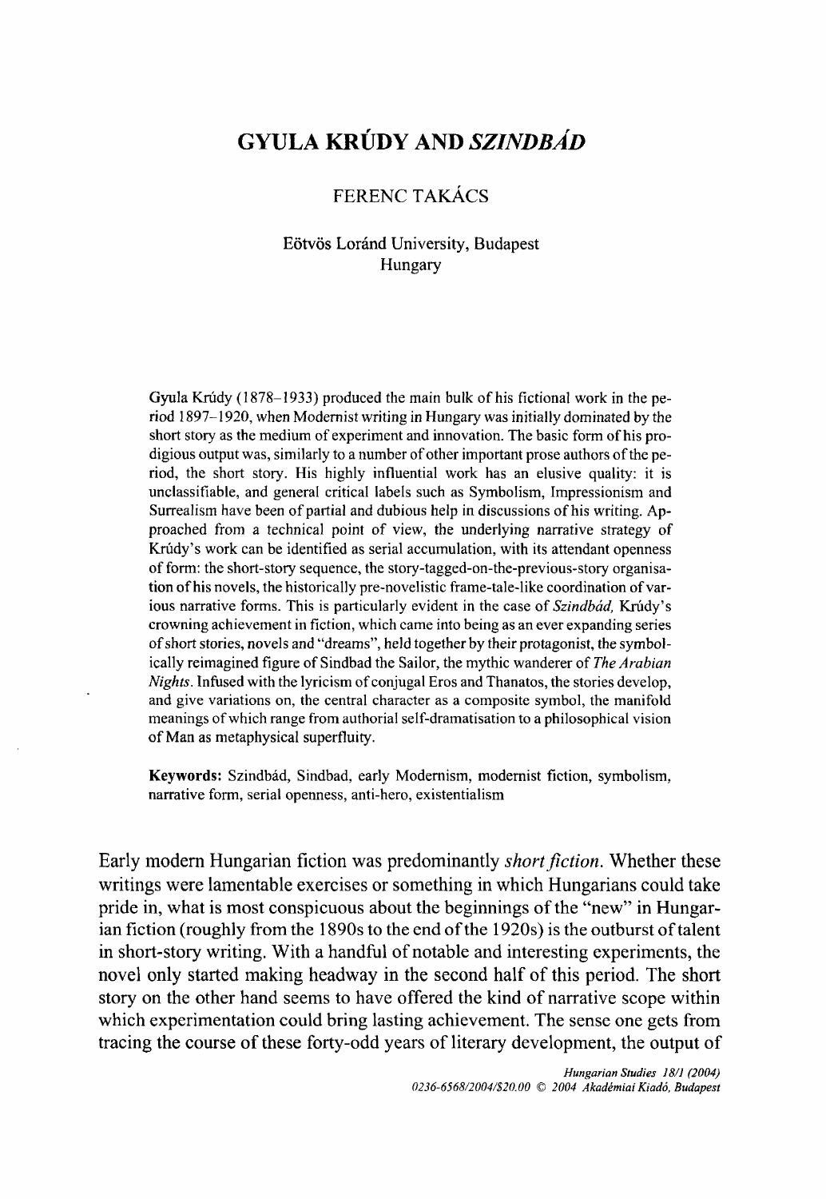# GYULA KRÚDY AND *SZINDBÁD*

FERENC TAKÁCS

Eötvös Loránd University, Budapest
Hungary

Gyula Krúdy (1878–1933) produced the main bulk of his fictional work in the period 1897–1920, when Modernist writing in Hungary was initially dominated by the short story as the medium of experiment and innovation. The basic form of his prodigious output was, similarly to a number of other important prose authors of the period, the short story. His highly influential work has an elusive quality: it is unclassifiable, and general critical labels such as Symbolism, Impressionism and Surrealism have been of partial and dubious help in discussions of his writing. Approached from a technical point of view, the underlying narrative strategy of Krúdy's work can be identified as serial accumulation, with its attendant openness of form: the short-story sequence, the story-tagged-on-the-previous-story organisation of his novels, the historically pre-novelistic frame-tale-like coordination of various narrative forms. This is particularly evident in the case of *Szindbád,* Krúdy's crowning achievement in fiction, which came into being as an ever expanding series of short stories, novels and "dreams", held together by their protagonist, the symbolically reimagined figure of Sindbad the Sailor, the mythic wanderer of *The Arabian Nights*. Infused with the lyricism of conjugal Eros and Thanatos, the stories develop, and give variations on, the central character as a composite symbol, the manifold meanings of which range from authorial self-dramatisation to a philosophical vision of Man as metaphysical superfluity.

**Keywords:** Szindbád, Sindbad, early Modernism, modernist fiction, symbolism, narrative form, serial openness, anti-hero, existentialism

Early modern Hungarian fiction was predominantly *short fiction*. Whether these writings were lamentable exercises or something in which Hungarians could take pride in, what is most conspicuous about the beginnings of the "new" in Hungarian fiction (roughly from the 1890s to the end of the 1920s) is the outburst of talent in short-story writing. With a handful of notable and interesting experiments, the novel only started making headway in the second half of this period. The short story on the other hand seems to have offered the kind of narrative scope within which experimentation could bring lasting achievement. The sense one gets from tracing the course of these forty-odd years of literary development, the output of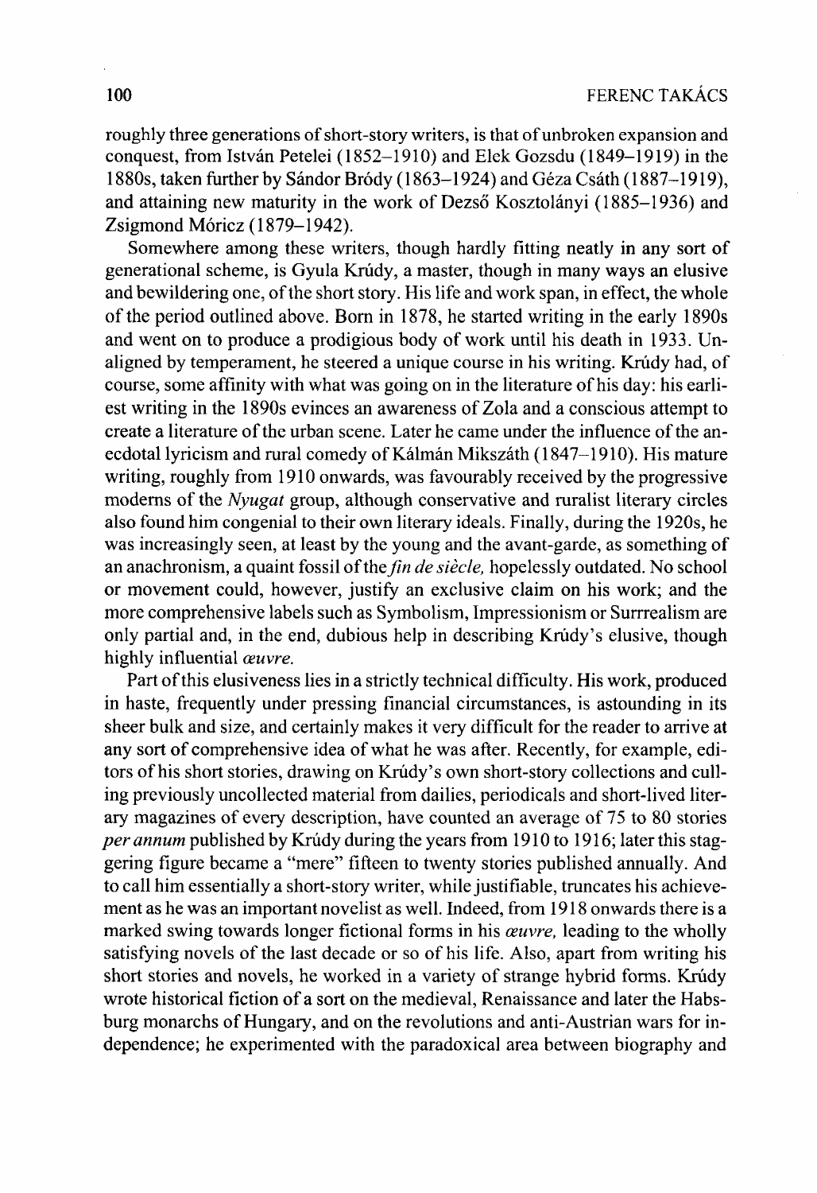roughly three generations of short-story writers, is that of unbroken expansion and conquest, from István Petelei (1852–1910) and Elek Gozsdu (1849–1919) in the 1880s, taken further by Sándor Bródy (1863–1924) and Géza Csáth (1887–1919), and attaining new maturity in the work of Dezső Kosztolányi (1885–1936) and Zsigmond Móricz (1879–1942).

Somewhere among these writers, though hardly fitting neatly in any sort of generational scheme, is Gyula Krúdy, a master, though in many ways an elusive and bewildering one, of the short story. His life and work span, in effect, the whole of the period outlined above. Born in 1878, he started writing in the early 1890s and went on to produce a prodigious body of work until his death in 1933. Unaligned by temperament, he steered a unique course in his writing. Krúdy had, of course, some affinity with what was going on in the literature of his day: his earliest writing in the 1890s evinces an awareness of Zola and a conscious attempt to create a literature of the urban scene. Later he came under the influence of the anecdotal lyricism and rural comedy of Kálmán Mikszáth (1847–1910). His mature writing, roughly from 1910 onwards, was favourably received by the progressive moderns of the *Nyugat* group, although conservative and ruralist literary circles also found him congenial to their own literary ideals. Finally, during the 1920s, he was increasingly seen, at least by the young and the avant-garde, as something of an anachronism, a quaint fossil of the *fin de siècle,* hopelessly outdated. No school or movement could, however, justify an exclusive claim on his work; and the more comprehensive labels such as Symbolism, Impressionism or Surrealism are only partial and, in the end, dubious help in describing Krúdy's elusive, though highly influential *œuvre.*

Part of this elusiveness lies in a strictly technical difficulty. His work, produced in haste, frequently under pressing financial circumstances, is astounding in its sheer bulk and size, and certainly makes it very difficult for the reader to arrive at any sort of comprehensive idea of what he was after. Recently, for example, editors of his short stories, drawing on Krúdy's own short-story collections and culling previously uncollected material from dailies, periodicals and short-lived literary magazines of every description, have counted an average of 75 to 80 stories *per annum* published by Krúdy during the years from 1910 to 1916; later this staggering figure became a "mere" fifteen to twenty stories published annually. And to call him essentially a short-story writer, while justifiable, truncates his achievement as he was an important novelist as well. Indeed, from 1918 onwards there is a marked swing towards longer fictional forms in his *œuvre,* leading to the wholly satisfying novels of the last decade or so of his life. Also, apart from writing his short stories and novels, he worked in a variety of strange hybrid forms. Krúdy wrote historical fiction of a sort on the medieval, Renaissance and later the Habsburg monarchs of Hungary, and on the revolutions and anti-Austrian wars for independence; he experimented with the paradoxical area between biography and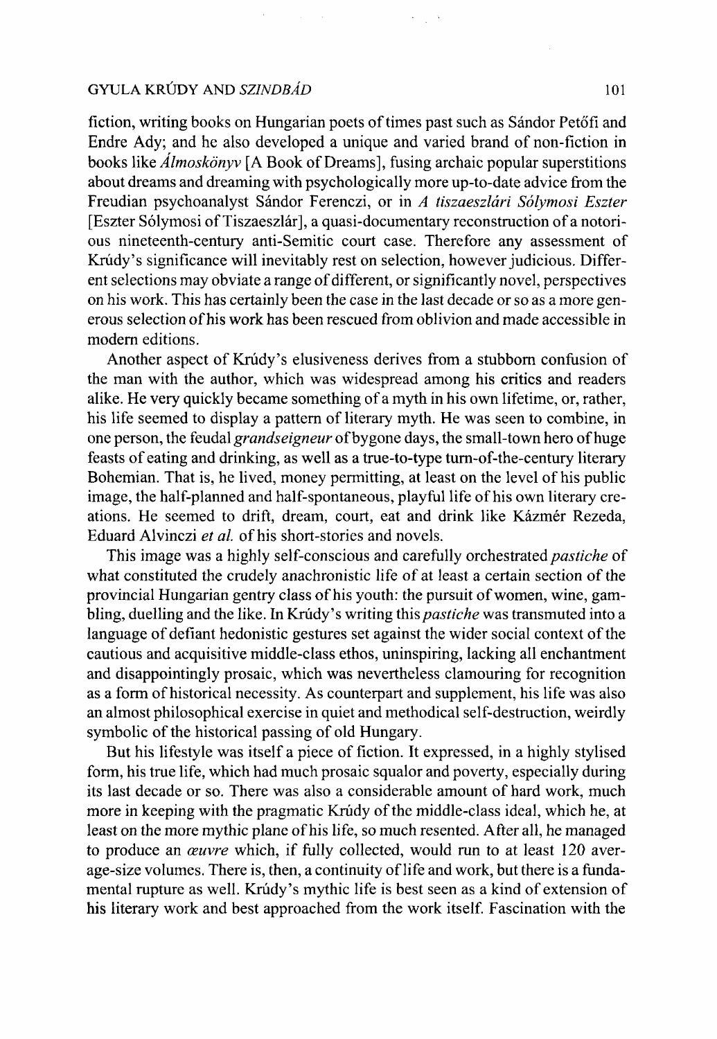fiction, writing books on Hungarian poets of times past such as Sándor Petőfi and Endre Ady; and he also developed a unique and varied brand of non-fiction in books like *Álmoskönyv* [A Book of Dreams], fusing archaic popular superstitions about dreams and dreaming with psychologically more up-to-date advice from the Freudian psychoanalyst Sándor Ferenczi, or in *A tiszaeszlári Sólymosi Eszter* [Eszter Sólymosi of Tiszaeszlár], a quasi-documentary reconstruction of a notorious nineteenth-century anti-Semitic court case. Therefore any assessment of Krúdy's significance will inevitably rest on selection, however judicious. Different selections may obviate a range of different, or significantly novel, perspectives on his work. This has certainly been the case in the last decade or so as a more generous selection of his work has been rescued from oblivion and made accessible in modern editions.

Another aspect of Krúdy's elusiveness derives from a stubborn confusion of the man with the author, which was widespread among his critics and readers alike. He very quickly became something of a myth in his own lifetime, or, rather, his life seemed to display a pattern of literary myth. He was seen to combine, in one person, the feudal *grandseigneur* of bygone days, the small-town hero of huge feasts of eating and drinking, as well as a true-to-type turn-of-the-century literary Bohemian. That is, he lived, money permitting, at least on the level of his public image, the half-planned and half-spontaneous, playful life of his own literary creations. He seemed to drift, dream, court, eat and drink like Kázmér Rezeda, Eduard Alvinczi *et al.* of his short-stories and novels.

This image was a highly self-conscious and carefully orchestrated *pastiche* of what constituted the crudely anachronistic life of at least a certain section of the provincial Hungarian gentry class of his youth: the pursuit of women, wine, gambling, duelling and the like. In Krúdy's writing this *pastiche* was transmuted into a language of defiant hedonistic gestures set against the wider social context of the cautious and acquisitive middle-class ethos, uninspiring, lacking all enchantment and disappointingly prosaic, which was nevertheless clamouring for recognition as a form of historical necessity. As counterpart and supplement, his life was also an almost philosophical exercise in quiet and methodical self-destruction, weirdly symbolic of the historical passing of old Hungary.

But his lifestyle was itself a piece of fiction. It expressed, in a highly stylised form, his true life, which had much prosaic squalor and poverty, especially during its last decade or so. There was also a considerable amount of hard work, much more in keeping with the pragmatic Krúdy of the middle-class ideal, which he, at least on the more mythic plane of his life, so much resented. After all, he managed to produce an *œuvre* which, if fully collected, would run to at least 120 average-size volumes. There is, then, a continuity of life and work, but there is a fundamental rupture as well. Krúdy's mythic life is best seen as a kind of extension of his literary work and best approached from the work itself. Fascination with the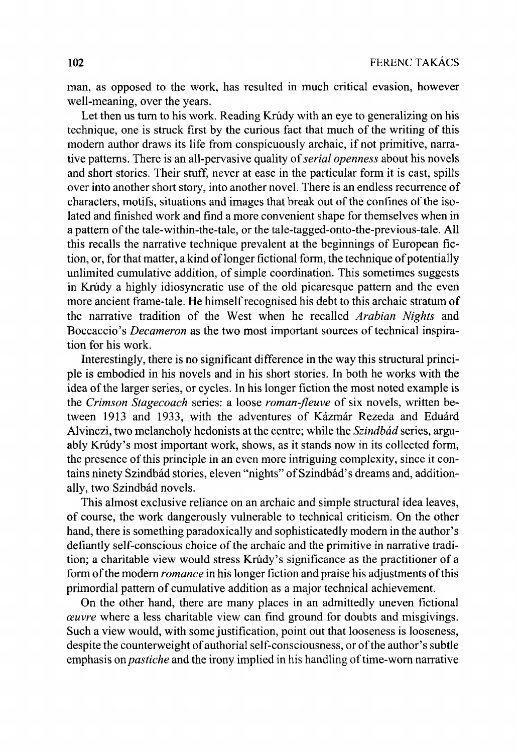man, as opposed to the work, has resulted in much critical evasion, however well-meaning, over the years.

Let then us turn to his work. Reading Krúdy with an eye to generalizing on his technique, one is struck first by the curious fact that much of the writing of this modern author draws its life from conspicuously archaic, if not primitive, narrative patterns. There is an all-pervasive quality of *serial openness* about his novels and short stories. Their stuff, never at ease in the particular form it is cast, spills over into another short story, into another novel. There is an endless recurrence of characters, motifs, situations and images that break out of the confines of the isolated and finished work and find a more convenient shape for themselves when in a pattern of the tale-within-the-tale, or the tale-tagged-onto-the-previous-tale. All this recalls the narrative technique prevalent at the beginnings of European fiction, or, for that matter, a kind of longer fictional form, the technique of potentially unlimited cumulative addition, of simple coordination. This sometimes suggests in Krúdy a highly idiosyncratic use of the old picaresque pattern and the even more ancient frame-tale. He himself recognised his debt to this archaic stratum of the narrative tradition of the West when he recalled *Arabian Nights* and Boccaccio's *Decameron* as the two most important sources of technical inspiration for his work.

Interestingly, there is no significant difference in the way this structural principle is embodied in his novels and in his short stories. In both he works with the idea of the larger series, or cycles. In his longer fiction the most noted example is the *Crimson Stagecoach* series: a loose *roman-fleuve* of six novels, written between 1913 and 1933, with the adventures of Kázmár Rezeda and Eduárd Alvinczi, two melancholy hedonists at the centre; while the *Szindbád* series, arguably Krúdy's most important work, shows, as it stands now in its collected form, the presence of this principle in an even more intriguing complexity, since it contains ninety Szindbád stories, eleven "nights" of Szindbád's dreams and, additionally, two Szindbád novels.

This almost exclusive reliance on an archaic and simple structural idea leaves, of course, the work dangerously vulnerable to technical criticism. On the other hand, there is something paradoxically and sophisticatedly modern in the author's defiantly self-conscious choice of the archaic and the primitive in narrative tradition; a charitable view would stress Krúdy's significance as the practitioner of a form of the modern *romance* in his longer fiction and praise his adjustments of this primordial pattern of cumulative addition as a major technical achievement.

On the other hand, there are many places in an admittedly uneven fictional *œuvre* where a less charitable view can find ground for doubts and misgivings. Such a view would, with some justification, point out that looseness is looseness, despite the counterweight of authorial self-consciousness, or of the author's subtle emphasis on *pastiche* and the irony implied in his handling of time-worn narrative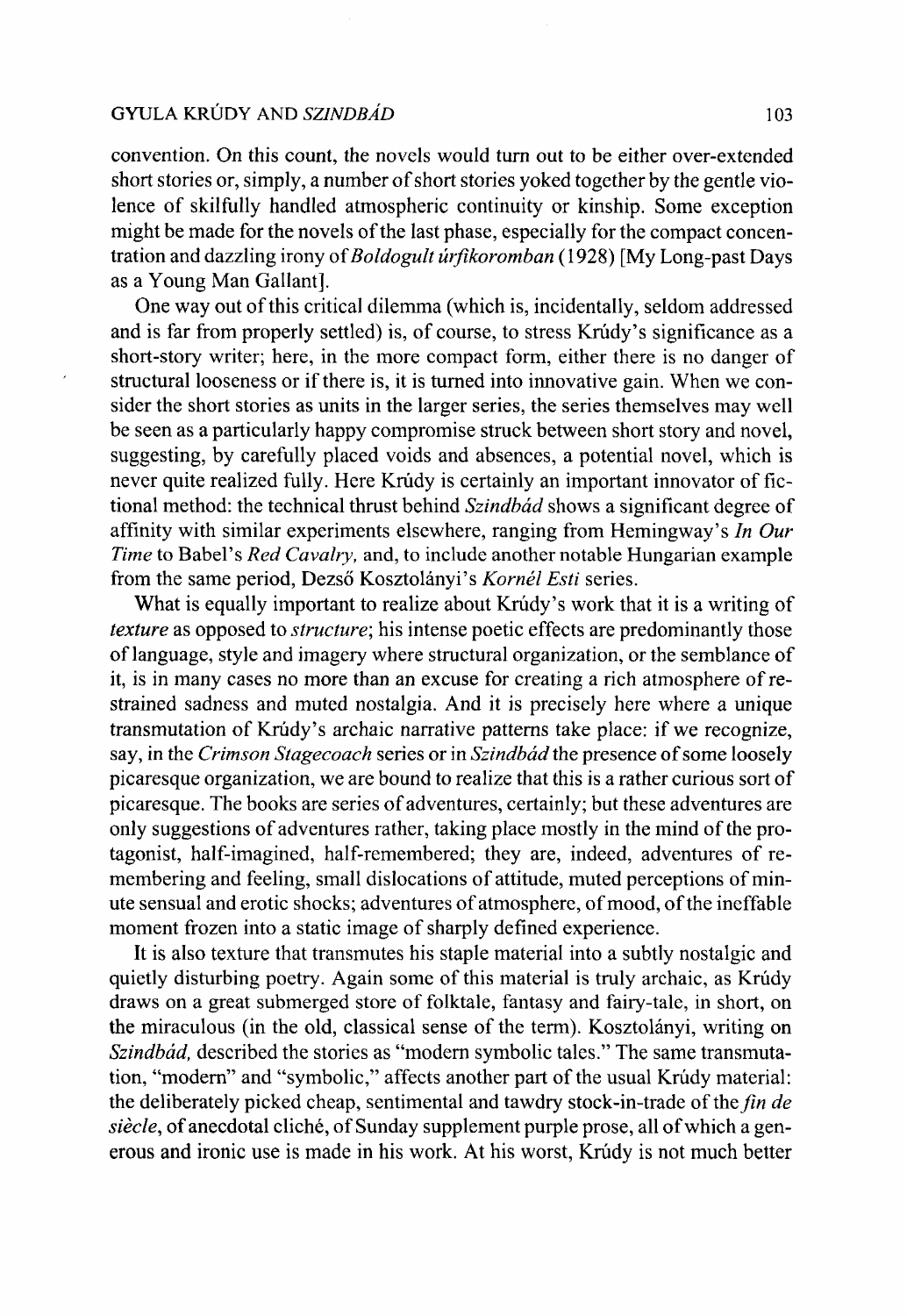convention. On this count, the novels would turn out to be either over-extended short stories or, simply, a number of short stories yoked together by the gentle violence of skilfully handled atmospheric continuity or kinship. Some exception might be made for the novels of the last phase, especially for the compact concentration and dazzling irony of *Boldogult úrfikoromban* (1928) [My Long-past Days as a Young Man Gallant].

One way out of this critical dilemma (which is, incidentally, seldom addressed and is far from properly settled) is, of course, to stress Krúdy's significance as a short-story writer; here, in the more compact form, either there is no danger of structural looseness or if there is, it is turned into innovative gain. When we consider the short stories as units in the larger series, the series themselves may well be seen as a particularly happy compromise struck between short story and novel, suggesting, by carefully placed voids and absences, a potential novel, which is never quite realized fully. Here Krúdy is certainly an important innovator of fictional method: the technical thrust behind *Szindbád* shows a significant degree of affinity with similar experiments elsewhere, ranging from Hemingway's *In Our Time* to Babel's *Red Cavalry,* and, to include another notable Hungarian example from the same period, Dezső Kosztolányi's *Kornél Esti* series.

What is equally important to realize about Krúdy's work that it is a writing of *texture* as opposed to *structure*; his intense poetic effects are predominantly those of language, style and imagery where structural organization, or the semblance of it, is in many cases no more than an excuse for creating a rich atmosphere of restrained sadness and muted nostalgia. And it is precisely here where a unique transmutation of Krúdy's archaic narrative patterns take place: if we recognize, say, in the *Crimson Stagecoach* series or in *Szindbád* the presence of some loosely picaresque organization, we are bound to realize that this is a rather curious sort of picaresque. The books are series of adventures, certainly; but these adventures are only suggestions of adventures rather, taking place mostly in the mind of the protagonist, half-imagined, half-remembered; they are, indeed, adventures of remembering and feeling, small dislocations of attitude, muted perceptions of minute sensual and erotic shocks; adventures of atmosphere, of mood, of the ineffable moment frozen into a static image of sharply defined experience.

It is also texture that transmutes his staple material into a subtly nostalgic and quietly disturbing poetry. Again some of this material is truly archaic, as Krúdy draws on a great submerged store of folktale, fantasy and fairy-tale, in short, on the miraculous (in the old, classical sense of the term). Kosztolányi, writing on *Szindbád,* described the stories as "modern symbolic tales." The same transmutation, "modern" and "symbolic," affects another part of the usual Krúdy material: the deliberately picked cheap, sentimental and tawdry stock-in-trade of the *fin de siècle*, of anecdotal cliché, of Sunday supplement purple prose, all of which a generous and ironic use is made in his work. At his worst, Krúdy is not much better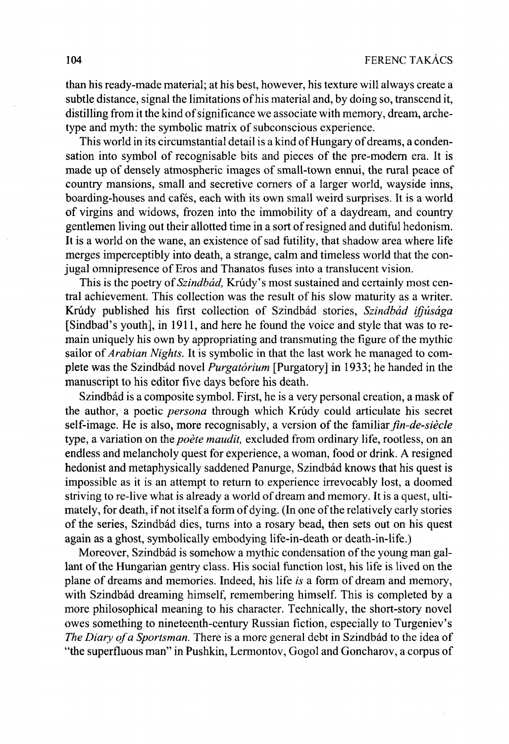than his ready-made material; at his best, however, his texture will always create a subtle distance, signal the limitations of his material and, by doing so, transcend it, distilling from it the kind of significance we associate with memory, dream, archetype and myth: the symbolic matrix of subconscious experience.

This world in its circumstantial detail is a kind of Hungary of dreams, a condensation into symbol of recognisable bits and pieces of the pre-modern era. It is made up of densely atmospheric images of small-town ennui, the rural peace of country mansions, small and secretive corners of a larger world, wayside inns, boarding-houses and cafés, each with its own small weird surprises. It is a world of virgins and widows, frozen into the immobility of a daydream, and country gentlemen living out their allotted time in a sort of resigned and dutiful hedonism. It is a world on the wane, an existence of sad futility, that shadow area where life merges imperceptibly into death, a strange, calm and timeless world that the conjugal omnipresence of Eros and Thanatos fuses into a translucent vision.

This is the poetry of *Szindbád,* Krúdy's most sustained and certainly most central achievement. This collection was the result of his slow maturity as a writer. Krúdy published his first collection of Szindbád stories, *Szindbád ifjúsága* [Sindbad's youth], in 1911, and here he found the voice and style that was to remain uniquely his own by appropriating and transmuting the figure of the mythic sailor of *Arabian Nights.* It is symbolic in that the last work he managed to complete was the Szindbád novel *Purgatórium* [Purgatory] in 1933; he handed in the manuscript to his editor five days before his death.

Szindbád is a composite symbol. First, he is a very personal creation, a mask of the author, a poetic *persona* through which Krúdy could articulate his secret self-image. He is also, more recognisably, a version of the familiar *fin-de-siècle* type, a variation on the *poète maudit,* excluded from ordinary life, rootless, on an endless and melancholy quest for experience, a woman, food or drink. A resigned hedonist and metaphysically saddened Panurge, Szindbád knows that his quest is impossible as it is an attempt to return to experience irrevocably lost, a doomed striving to re-live what is already a world of dream and memory. It is a quest, ultimately, for death, if not itself a form of dying. (In one of the relatively early stories of the series, Szindbád dies, turns into a rosary bead, then sets out on his quest again as a ghost, symbolically embodying life-in-death or death-in-life.)

Moreover, Szindbád is somehow a mythic condensation of the young man gallant of the Hungarian gentry class. His social function lost, his life is lived on the plane of dreams and memories. Indeed, his life *is* a form of dream and memory, with Szindbád dreaming himself, remembering himself. This is completed by a more philosophical meaning to his character. Technically, the short-story novel owes something to nineteenth-century Russian fiction, especially to Turgeniev's *The Diary of a Sportsman.* There is a more general debt in Szindbád to the idea of "the superfluous man" in Pushkin, Lermontov, Gogol and Goncharov, a corpus of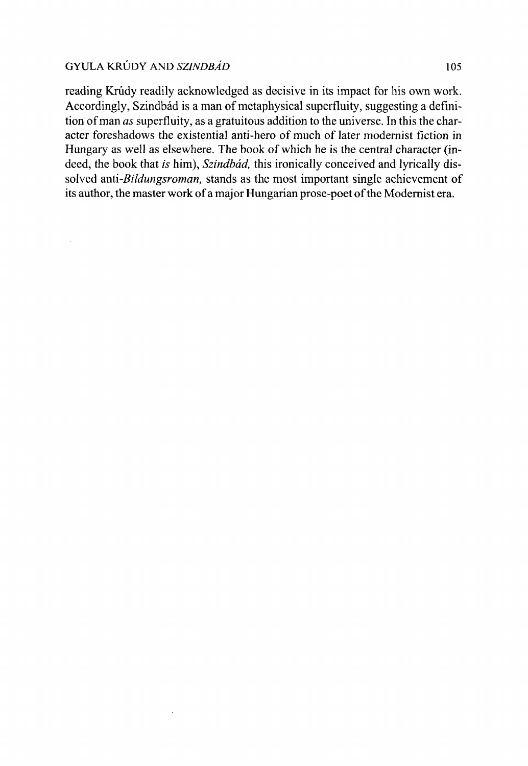reading Krúdy readily acknowledged as decisive in its impact for his own work. Accordingly, Szindbád is a man of metaphysical superfluity, suggesting a definition of man *as* superfluity, as a gratuitous addition to the universe. In this the character foreshadows the existential anti-hero of much of later modernist fiction in Hungary as well as elsewhere. The book of which he is the central character (indeed, the book that *is* him), *Szindbád,* this ironically conceived and lyrically dissolved anti-*Bildungsroman,* stands as the most important single achievement of its author, the master work of a major Hungarian prose-poet of the Modernist era.